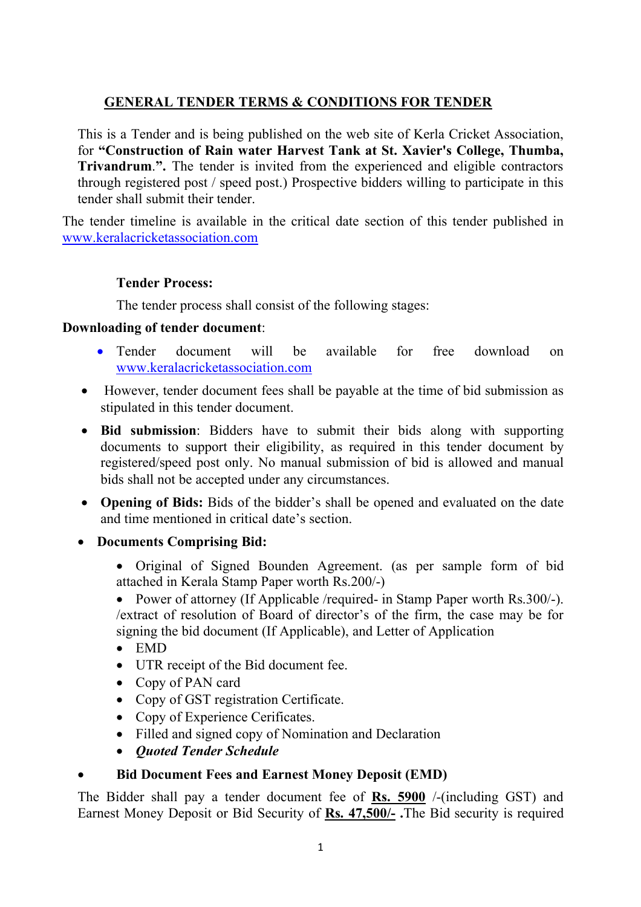## GENERAL TENDER TERMS & CONDITIONS FOR TENDER

This is a Tender and is being published on the web site of Kerla Cricket Association, for **"Construction of Rain water Harvest Tank at St. Xavier's College, Thumba, Trivandrum.".** The tender is invited from the experienced and eligible contractors through registered post / speed post.) Prospective bidders willing to participate in this tender shall submit their tender.

The tender timeline is available in the critical date section of this tender published in [www.keralacricketassociation.com](http://www.keralacricketassociation.com)

**Tender Process:**

The tender process shall consist of the following stages:

**Downloading of tender document**:

- Tender document will be available for free download on [www.keralacricketassociation.com](http://www.keralacricketassociation.com)
- However, tender document fees shall be payable at the time of bid submission as stipulated in this tender document.
- **Bid submission**: Bidders have to submit their bids along with supporting documents to support their eligibility, as required in this tender document by registered/speed post only. No manual submission of bid is allowed and manual bids shall not be accepted under any circumstances.
- **Opening of Bids:** Bids of the bidder's shall be opened and evaluated on the date and time mentioned in critical date's section.
- **Documents Comprising Bid:**
  - Original of Signed Bounden Agreement. (as per sample form of bid attached in Kerala Stamp Paper worth Rs.200/-)
  - Power of attorney (If Applicable /required- in Stamp Paper worth Rs.300/-). /extract of resolution of Board of director's of the firm, the case may be for signing the bid document (If Applicable), and Letter of Application
  - EMD
  - UTR receipt of the Bid document fee.
  - Copy of PAN card
  - Copy of GST registration Certificate.
  - Copy of Experience Ceríficates.
  - Filled and signed copy of Nomination and Declaration
  - ***Quoted Tender Schedule***
- **Bid Document Fees and Earnest Money Deposit (EMD)**

The Bidder shall pay a tender document fee of **Rs. 5900** /-(including GST) and Earnest Money Deposit or Bid Security of **Rs. 47,500/- .**The Bid security is required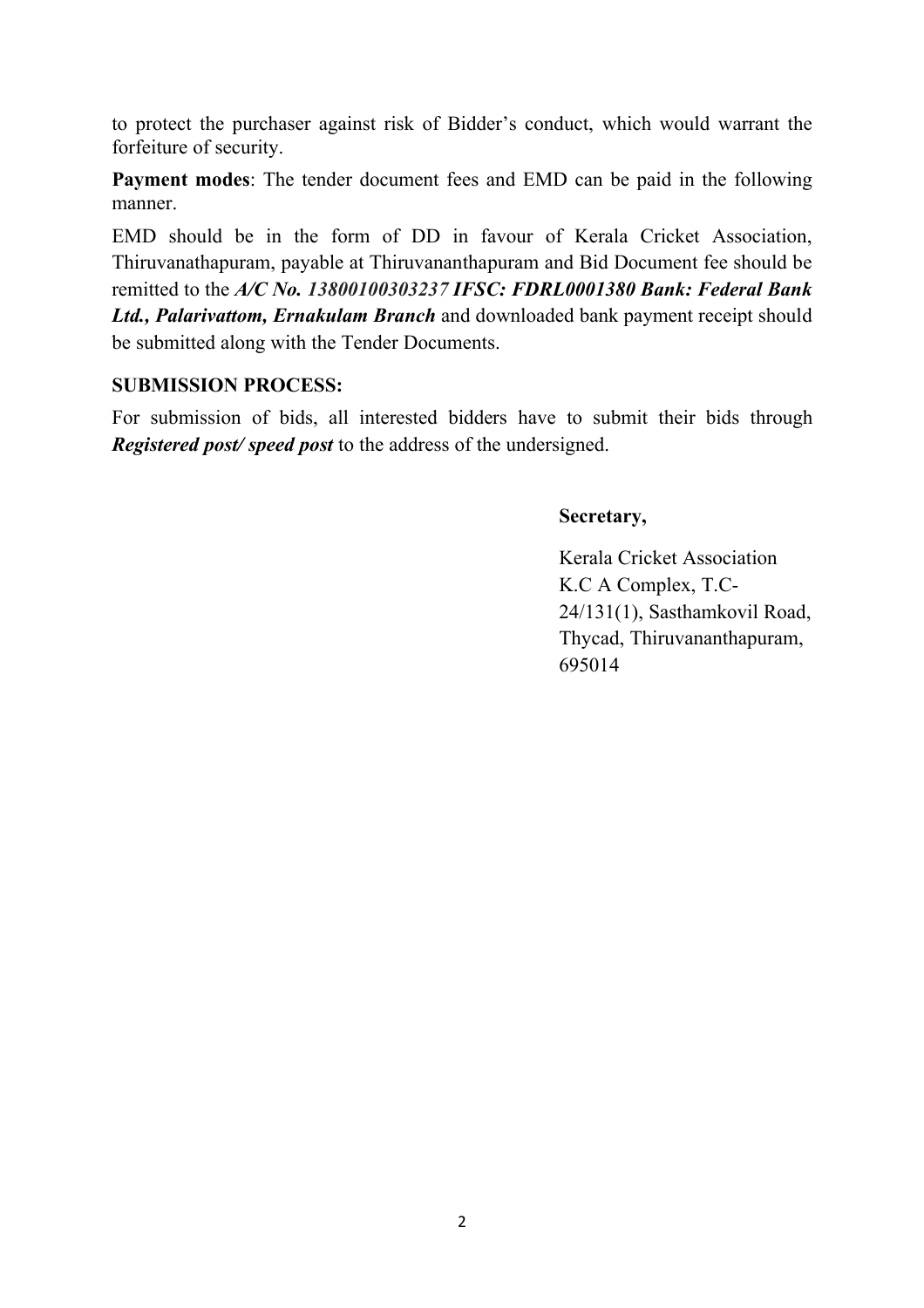to protect the purchaser against risk of Bidder's conduct, which would warrant the forfeiture of security.

**Payment modes**: The tender document fees and EMD can be paid in the following manner.

EMD should be in the form of DD in favour of Kerala Cricket Association, Thiruvanathapuram, payable at Thiruvananthapuram and Bid Document fee should be remitted to the ***A/C No. 13800100303237 IFSC: FDRL0001380 Bank: Federal Bank Ltd., Palarivattom, Ernakulam Branch*** and downloaded bank payment receipt should be submitted along with the Tender Documents.

**SUBMISSION PROCESS:**

For submission of bids, all interested bidders have to submit their bids through ***Registered post/ speed post*** to the address of the undersigned.

**Secretary,**

Kerala Cricket Association
K.C A Complex, T.C-24/131(1), Sasthamkovil Road, Thycad, Thiruvananthapuram, 695014